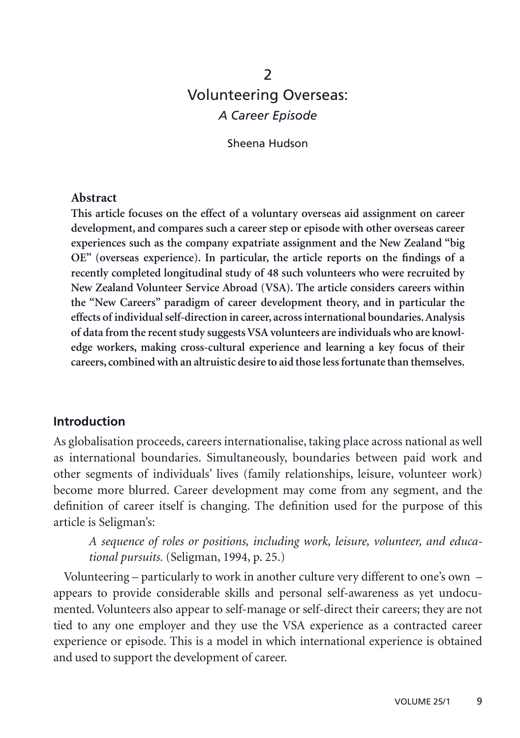# 2

# Volunteering Overseas:

## *A Career Episode*

Sheena Hudson

### Abstract

**This article focuses on the effect of a voluntary overseas aid assignment on career development, and compares such a career step or episode with other overseas career experiences such as the company expatriate assignment and the New Zealand "big OE" (overseas experience). In particular, the article reports on the findings of a recently completed longitudinal study of 48 such volunteers who were recruited by New Zealand Volunteer Service Abroad (VSA). The article considers careers within the "New Careers" paradigm of career development theory, and in particular the effects of individual self-direction in career, across international boundaries. Analysis of data from the recent study suggests VSA volunteers are individuals who are knowledge workers, making cross-cultural experience and learning a key focus of their careers, combined with an altruistic desire to aid those less fortunate than themselves.**

## Introduction

As globalisation proceeds, careers internationalise, taking place across national as well as international boundaries. Simultaneously, boundaries between paid work and other segments of individuals' lives (family relationships, leisure, volunteer work) become more blurred. Career development may come from any segment, and the definition of career itself is changing. The definition used for the purpose of this article is Seligman's:

> *A sequence of roles or positions, including work, leisure, volunteer, and educational pursuits.* (Seligman, 1994, p. 25.)

Volunteering – particularly to work in another culture very different to one's own – appears to provide considerable skills and personal self-awareness as yet undocumented. Volunteers also appear to self-manage or self-direct their careers; they are not tied to any one employer and they use the VSA experience as a contracted career experience or episode. This is a model in which international experience is obtained and used to support the development of career.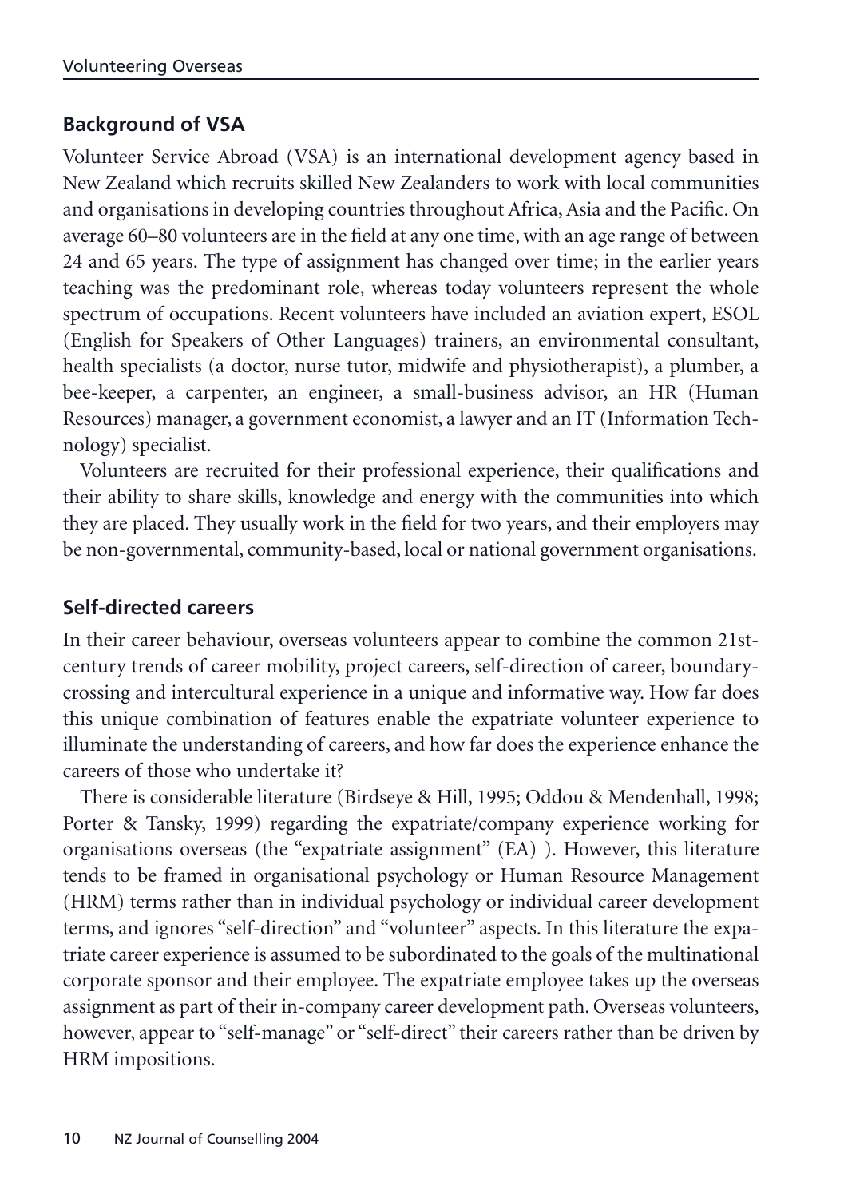## Background of VSA

Volunteer Service Abroad (VSA) is an international development agency based in New Zealand which recruits skilled New Zealanders to work with local communities and organisations in developing countries throughout Africa, Asia and the Pacific. On average 60–80 volunteers are in the field at any one time, with an age range of between 24 and 65 years. The type of assignment has changed over time; in the earlier years teaching was the predominant role, whereas today volunteers represent the whole spectrum of occupations. Recent volunteers have included an aviation expert, ESOL (English for Speakers of Other Languages) trainers, an environmental consultant, health specialists (a doctor, nurse tutor, midwife and physiotherapist), a plumber, a bee-keeper, a carpenter, an engineer, a small-business advisor, an HR (Human Resources) manager, a government economist, a lawyer and an IT (Information Technology) specialist.

Volunteers are recruited for their professional experience, their qualifications and their ability to share skills, knowledge and energy with the communities into which they are placed. They usually work in the field for two years, and their employers may be non-governmental, community-based, local or national government organisations.

## Self-directed careers

In their career behaviour, overseas volunteers appear to combine the common 21st-century trends of career mobility, project careers, self-direction of career, boundary-crossing and intercultural experience in a unique and informative way. How far does this unique combination of features enable the expatriate volunteer experience to illuminate the understanding of careers, and how far does the experience enhance the careers of those who undertake it?

There is considerable literature (Birdseye & Hill, 1995; Oddou & Mendenhall, 1998; Porter & Tansky, 1999) regarding the expatriate/company experience working for organisations overseas (the "expatriate assignment" (EA) ). However, this literature tends to be framed in organisational psychology or Human Resource Management (HRM) terms rather than in individual psychology or individual career development terms, and ignores "self-direction" and "volunteer" aspects. In this literature the expatriate career experience is assumed to be subordinated to the goals of the multinational corporate sponsor and their employee. The expatriate employee takes up the overseas assignment as part of their in-company career development path. Overseas volunteers, however, appear to "self-manage" or "self-direct" their careers rather than be driven by HRM impositions.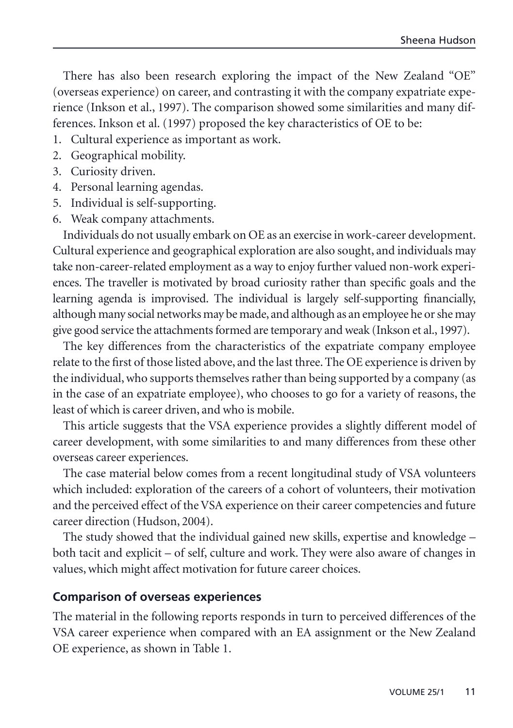There has also been research exploring the impact of the New Zealand "OE" (overseas experience) on career, and contrasting it with the company expatriate experience (Inkson et al., 1997). The comparison showed some similarities and many differences. Inkson et al. (1997) proposed the key characteristics of OE to be:

1. Cultural experience as important as work.
2. Geographical mobility.
3. Curiosity driven.
4. Personal learning agendas.
5. Individual is self-supporting.
6. Weak company attachments.

Individuals do not usually embark on OE as an exercise in work-career development. Cultural experience and geographical exploration are also sought, and individuals may take non-career-related employment as a way to enjoy further valued non-work experiences. The traveller is motivated by broad curiosity rather than specific goals and the learning agenda is improvised. The individual is largely self-supporting financially, although many social networks may be made, and although as an employee he or she may give good service the attachments formed are temporary and weak (Inkson et al., 1997).

The key differences from the characteristics of the expatriate company employee relate to the first of those listed above, and the last three. The OE experience is driven by the individual, who supports themselves rather than being supported by a company (as in the case of an expatriate employee), who chooses to go for a variety of reasons, the least of which is career driven, and who is mobile.

This article suggests that the VSA experience provides a slightly different model of career development, with some similarities to and many differences from these other overseas career experiences.

The case material below comes from a recent longitudinal study of VSA volunteers which included: exploration of the careers of a cohort of volunteers, their motivation and the perceived effect of the VSA experience on their career competencies and future career direction (Hudson, 2004).

The study showed that the individual gained new skills, expertise and knowledge – both tacit and explicit – of self, culture and work. They were also aware of changes in values, which might affect motivation for future career choices.

## Comparison of overseas experiences

The material in the following reports responds in turn to perceived differences of the VSA career experience when compared with an EA assignment or the New Zealand OE experience, as shown in Table 1.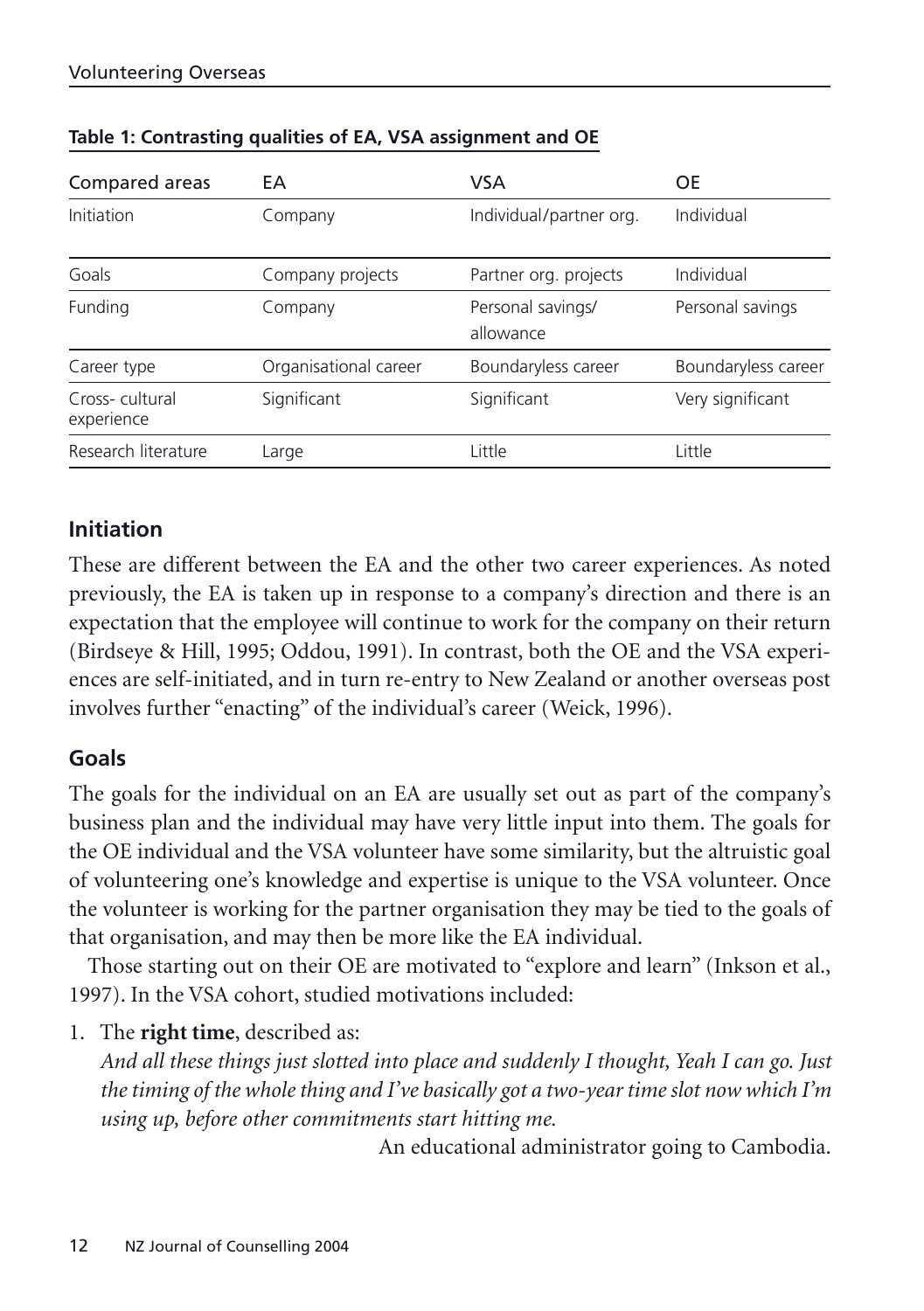**Table 1: Contrasting qualities of EA, VSA assignment and OE**

| Compared areas | EA | VSA | OE |
|---|---|---|---|
| Initiation | Company | Individual/partner org. | Individual |
| Goals | Company projects | Partner org. projects | Individual |
| Funding | Company | Personal savings/ allowance | Personal savings |
| Career type | Organisational career | Boundaryless career | Boundaryless career |
| Cross- cultural experience | Significant | Significant | Very significant |
| Research literature | Large | Little | Little |

## Initiation

These are different between the EA and the other two career experiences. As noted previously, the EA is taken up in response to a company's direction and there is an expectation that the employee will continue to work for the company on their return (Birdseye & Hill, 1995; Oddou, 1991). In contrast, both the OE and the VSA experiences are self-initiated, and in turn re-entry to New Zealand or another overseas post involves further "enacting" of the individual's career (Weick, 1996).

## Goals

The goals for the individual on an EA are usually set out as part of the company's business plan and the individual may have very little input into them. The goals for the OE individual and the VSA volunteer have some similarity, but the altruistic goal of volunteering one's knowledge and expertise is unique to the VSA volunteer. Once the volunteer is working for the partner organisation they may be tied to the goals of that organisation, and may then be more like the EA individual.

Those starting out on their OE are motivated to "explore and learn" (Inkson et al., 1997). In the VSA cohort, studied motivations included:

1. The **right time**, described as:
   *And all these things just slotted into place and suddenly I thought, Yeah I can go. Just the timing of the whole thing and I've basically got a two-year time slot now which I'm using up, before other commitments start hitting me.*

   An educational administrator going to Cambodia.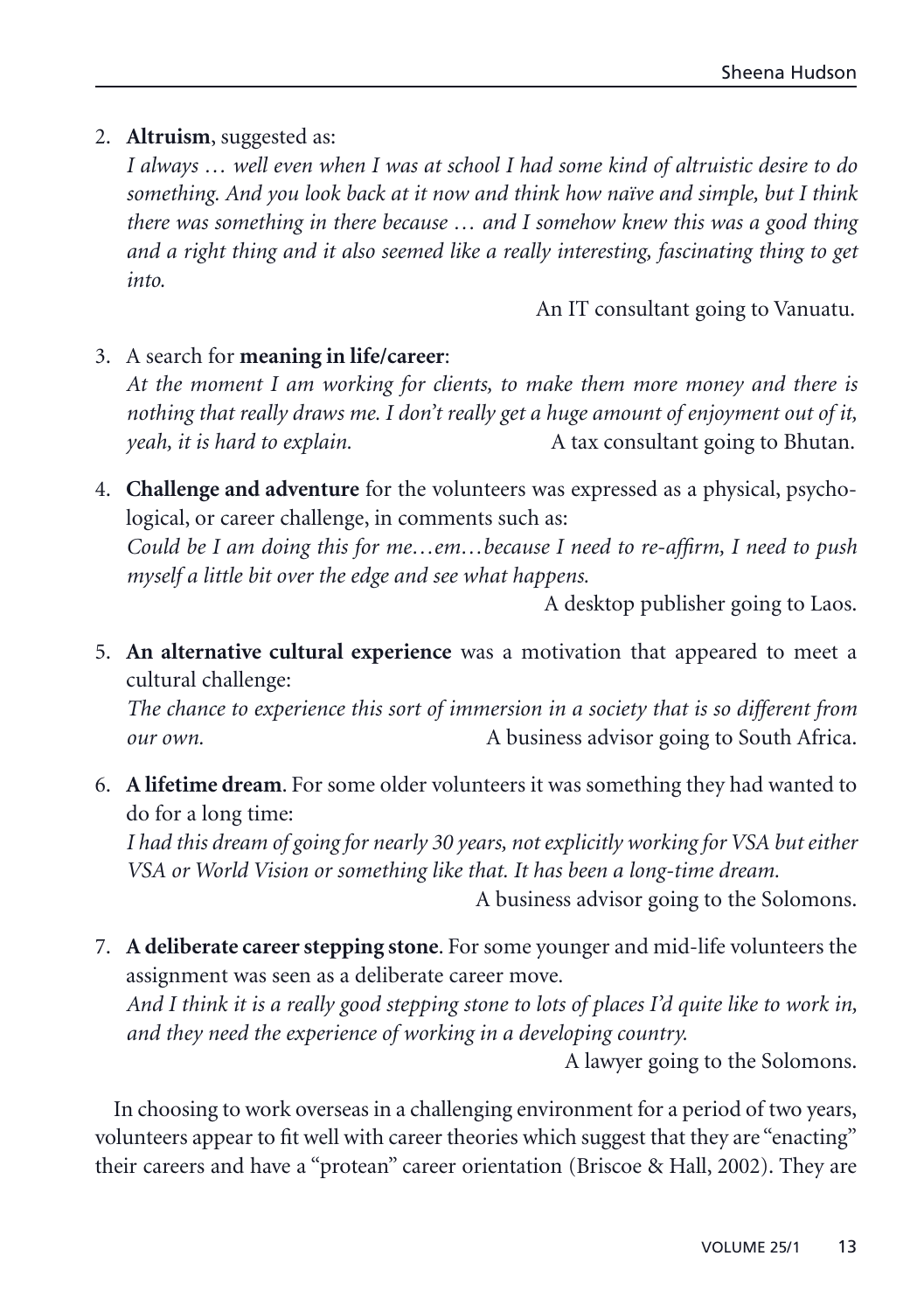2. **Altruism**, suggested as:
   *I always … well even when I was at school I had some kind of altruistic desire to do something. And you look back at it now and think how naïve and simple, but I think there was something in there because … and I somehow knew this was a good thing and a right thing and it also seemed like a really interesting, fascinating thing to get into.*
   
   An IT consultant going to Vanuatu.

3. A search for **meaning in life/career**:
   *At the moment I am working for clients, to make them more money and there is nothing that really draws me. I don't really get a huge amount of enjoyment out of it, yeah, it is hard to explain.*
   
   A tax consultant going to Bhutan.

4. **Challenge and adventure** for the volunteers was expressed as a physical, psychological, or career challenge, in comments such as:
   *Could be I am doing this for me…em…because I need to re-affirm, I need to push myself a little bit over the edge and see what happens.*
   
   A desktop publisher going to Laos.

5. **An alternative cultural experience** was a motivation that appeared to meet a cultural challenge:
   *The chance to experience this sort of immersion in a society that is so different from our own.*
   
   A business advisor going to South Africa.

6. **A lifetime dream**. For some older volunteers it was something they had wanted to do for a long time:
   *I had this dream of going for nearly 30 years, not explicitly working for VSA but either VSA or World Vision or something like that. It has been a long-time dream.*
   
   A business advisor going to the Solomons.

7. **A deliberate career stepping stone**. For some younger and mid-life volunteers the assignment was seen as a deliberate career move.
   *And I think it is a really good stepping stone to lots of places I'd quite like to work in, and they need the experience of working in a developing country.*
   
   A lawyer going to the Solomons.

In choosing to work overseas in a challenging environment for a period of two years, volunteers appear to fit well with career theories which suggest that they are "enacting" their careers and have a "protean" career orientation (Briscoe & Hall, 2002). They are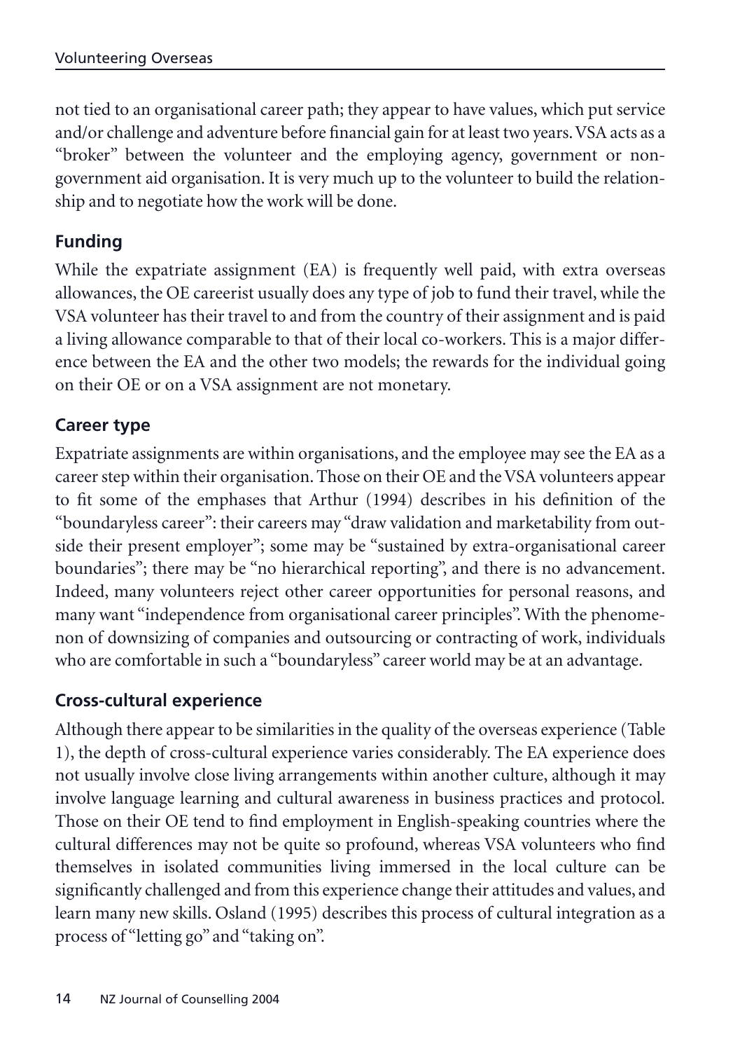not tied to an organisational career path; they appear to have values, which put service and/or challenge and adventure before financial gain for at least two years. VSA acts as a "broker" between the volunteer and the employing agency, government or non-government aid organisation. It is very much up to the volunteer to build the relationship and to negotiate how the work will be done.

## Funding

While the expatriate assignment (EA) is frequently well paid, with extra overseas allowances, the OE careerist usually does any type of job to fund their travel, while the VSA volunteer has their travel to and from the country of their assignment and is paid a living allowance comparable to that of their local co-workers. This is a major difference between the EA and the other two models; the rewards for the individual going on their OE or on a VSA assignment are not monetary.

## Career type

Expatriate assignments are within organisations, and the employee may see the EA as a career step within their organisation. Those on their OE and the VSA volunteers appear to fit some of the emphases that Arthur (1994) describes in his definition of the "boundaryless career": their careers may "draw validation and marketability from outside their present employer"; some may be "sustained by extra-organisational career boundaries"; there may be "no hierarchical reporting", and there is no advancement. Indeed, many volunteers reject other career opportunities for personal reasons, and many want "independence from organisational career principles". With the phenomenon of downsizing of companies and outsourcing or contracting of work, individuals who are comfortable in such a "boundaryless" career world may be at an advantage.

## Cross-cultural experience

Although there appear to be similarities in the quality of the overseas experience (Table 1), the depth of cross-cultural experience varies considerably. The EA experience does not usually involve close living arrangements within another culture, although it may involve language learning and cultural awareness in business practices and protocol. Those on their OE tend to find employment in English-speaking countries where the cultural differences may not be quite so profound, whereas VSA volunteers who find themselves in isolated communities living immersed in the local culture can be significantly challenged and from this experience change their attitudes and values, and learn many new skills. Osland (1995) describes this process of cultural integration as a process of "letting go" and "taking on".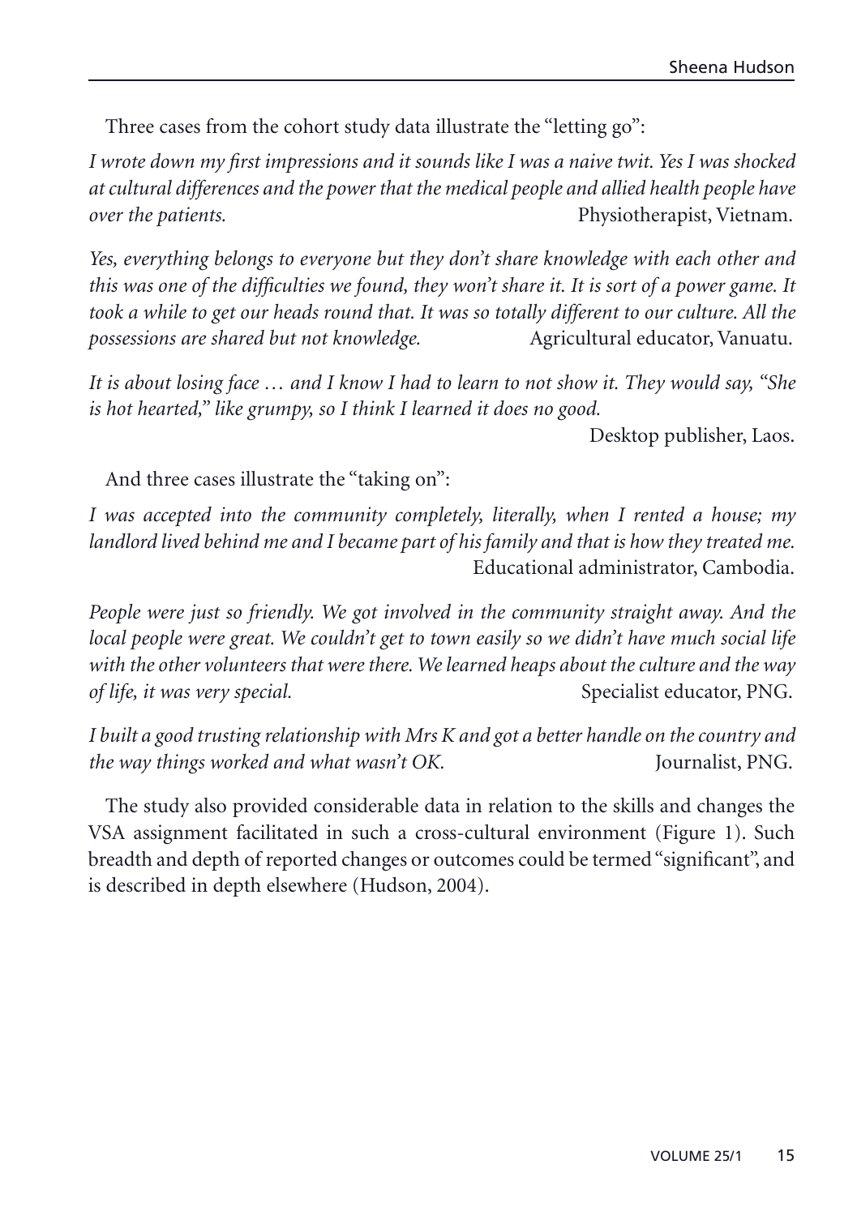Three cases from the cohort study data illustrate the "letting go":

*I wrote down my first impressions and it sounds like I was a naive twit. Yes I was shocked at cultural differences and the power that the medical people and allied health people have over the patients.* Physiotherapist, Vietnam.

*Yes, everything belongs to everyone but they don't share knowledge with each other and this was one of the difficulties we found, they won't share it. It is sort of a power game. It took a while to get our heads round that. It was so totally different to our culture. All the possessions are shared but not knowledge.* Agricultural educator, Vanuatu.

*It is about losing face … and I know I had to learn to not show it. They would say, "She is hot hearted," like grumpy, so I think I learned it does no good.*

Desktop publisher, Laos.

And three cases illustrate the "taking on":

*I was accepted into the community completely, literally, when I rented a house; my landlord lived behind me and I became part of his family and that is how they treated me.*

Educational administrator, Cambodia.

*People were just so friendly. We got involved in the community straight away. And the local people were great. We couldn't get to town easily so we didn't have much social life with the other volunteers that were there. We learned heaps about the culture and the way of life, it was very special.* Specialist educator, PNG.

*I built a good trusting relationship with Mrs K and got a better handle on the country and the way things worked and what wasn't OK.* Journalist, PNG.

The study also provided considerable data in relation to the skills and changes the VSA assignment facilitated in such a cross-cultural environment (Figure 1). Such breadth and depth of reported changes or outcomes could be termed "significant", and is described in depth elsewhere (Hudson, 2004).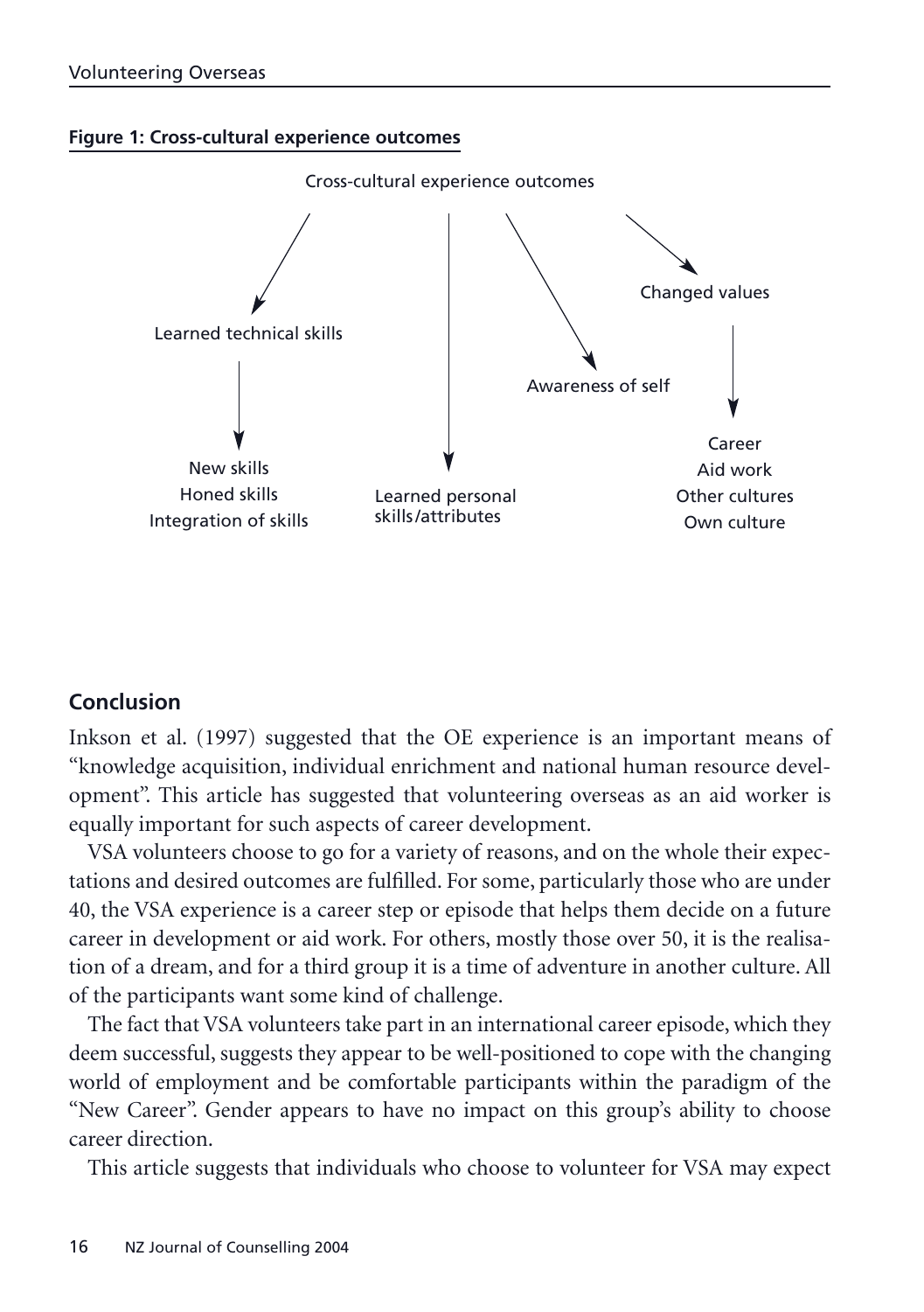**Figure 1: Cross-cultural experience outcomes**

Cross-cultural experience outcomes

- Learned technical skills
  - New skills
  - Honed skills
  - Integration of skills
- Learned personal skills/attributes
- Awareness of self
- Changed values
  - Career
  - Aid work
  - Other cultures
  - Own culture

## Conclusion

Inkson et al. (1997) suggested that the OE experience is an important means of "knowledge acquisition, individual enrichment and national human resource development". This article has suggested that volunteering overseas as an aid worker is equally important for such aspects of career development.

VSA volunteers choose to go for a variety of reasons, and on the whole their expectations and desired outcomes are fulfilled. For some, particularly those who are under 40, the VSA experience is a career step or episode that helps them decide on a future career in development or aid work. For others, mostly those over 50, it is the realisation of a dream, and for a third group it is a time of adventure in another culture. All of the participants want some kind of challenge.

The fact that VSA volunteers take part in an international career episode, which they deem successful, suggests they appear to be well-positioned to cope with the changing world of employment and be comfortable participants within the paradigm of the "New Career". Gender appears to have no impact on this group's ability to choose career direction.

This article suggests that individuals who choose to volunteer for VSA may expect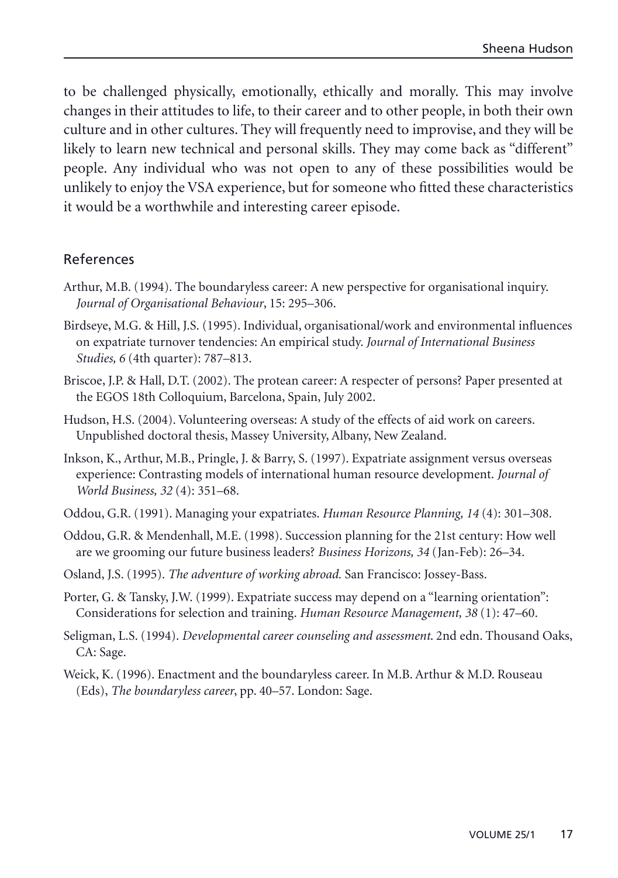to be challenged physically, emotionally, ethically and morally. This may involve changes in their attitudes to life, to their career and to other people, in both their own culture and in other cultures. They will frequently need to improvise, and they will be likely to learn new technical and personal skills. They may come back as "different" people. Any individual who was not open to any of these possibilities would be unlikely to enjoy the VSA experience, but for someone who fitted these characteristics it would be a worthwhile and interesting career episode.

## References

Arthur, M.B. (1994). The boundaryless career: A new perspective for organisational inquiry. *Journal of Organisational Behaviour*, 15: 295–306.

Birdseye, M.G. & Hill, J.S. (1995). Individual, organisational/work and environmental influences on expatriate turnover tendencies: An empirical study. *Journal of International Business Studies, 6* (4th quarter): 787–813.

Briscoe, J.P. & Hall, D.T. (2002). The protean career: A respecter of persons? Paper presented at the EGOS 18th Colloquium, Barcelona, Spain, July 2002.

Hudson, H.S. (2004). Volunteering overseas: A study of the effects of aid work on careers. Unpublished doctoral thesis, Massey University, Albany, New Zealand.

Inkson, K., Arthur, M.B., Pringle, J. & Barry, S. (1997). Expatriate assignment versus overseas experience: Contrasting models of international human resource development. *Journal of World Business, 32* (4): 351–68.

Oddou, G.R. (1991). Managing your expatriates. *Human Resource Planning, 14* (4): 301–308.

Oddou, G.R. & Mendenhall, M.E. (1998). Succession planning for the 21st century: How well are we grooming our future business leaders? *Business Horizons, 34* (Jan-Feb): 26–34.

Osland, J.S. (1995). *The adventure of working abroad.* San Francisco: Jossey-Bass.

Porter, G. & Tansky, J.W. (1999). Expatriate success may depend on a "learning orientation": Considerations for selection and training. *Human Resource Management, 38* (1): 47–60.

Seligman, L.S. (1994). *Developmental career counseling and assessment.* 2nd edn. Thousand Oaks, CA: Sage.

Weick, K. (1996). Enactment and the boundaryless career. In M.B. Arthur & M.D. Rouseau (Eds), *The boundaryless career*, pp. 40–57. London: Sage.